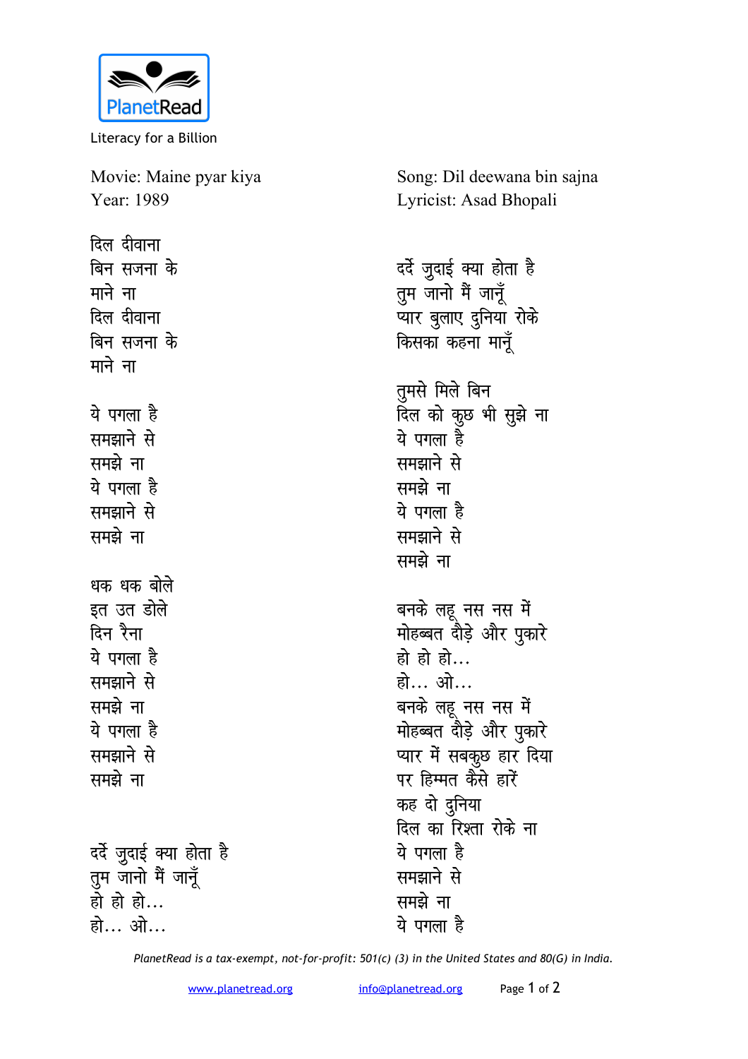PlanetRead

Literacy for a Billion

Movie: Maine pyar kiya
Year: 1989

Song: Dil deewana bin sajna
Lyricist: Asad Bhopali

दिल दीवाना
बिन सजना के
माने ना
दिल दीवाना
बिन सजना के
माने ना

ये पगला है
समझाने से
समझे ना
ये पगला है
समझाने से
समझे ना

धक धक बोले
इत उत डोले
दिन रैना
ये पगला है
समझाने से
समझे ना
ये पगला है
समझाने से
समझे ना

दर्दे जुदाई क्या होता है
तुम जानो मैं जानूँ
हो हो हो...
हो... ओ...

दर्दे जुदाई क्या होता है
तुम जानो मैं जानूँ
प्यार बुलाए दुनिया रोके
किसका कहना मानूँ

तुमसे मिले बिन
दिल को कुछ भी सुझे ना
ये पगला है
समझाने से
समझे ना
ये पगला है
समझाने से
समझे ना

बनके लहू नस नस में
मोहब्बत दौड़े और पुकारे
हो हो हो...
हो... ओ...
बनके लहू नस नस में
मोहब्बत दौड़े और पुकारे
प्यार में सबकुछ हार दिया
पर हिम्मत कैसे हारें
कह दो दुनिया
दिल का रिश्ता रोके ना
ये पगला है
समझाने से
समझे ना
ये पगला है

*PlanetRead is a tax-exempt, not-for-profit: 501(c) (3) in the United States and 80(G) in India.*

www.planetread.org info@planetread.org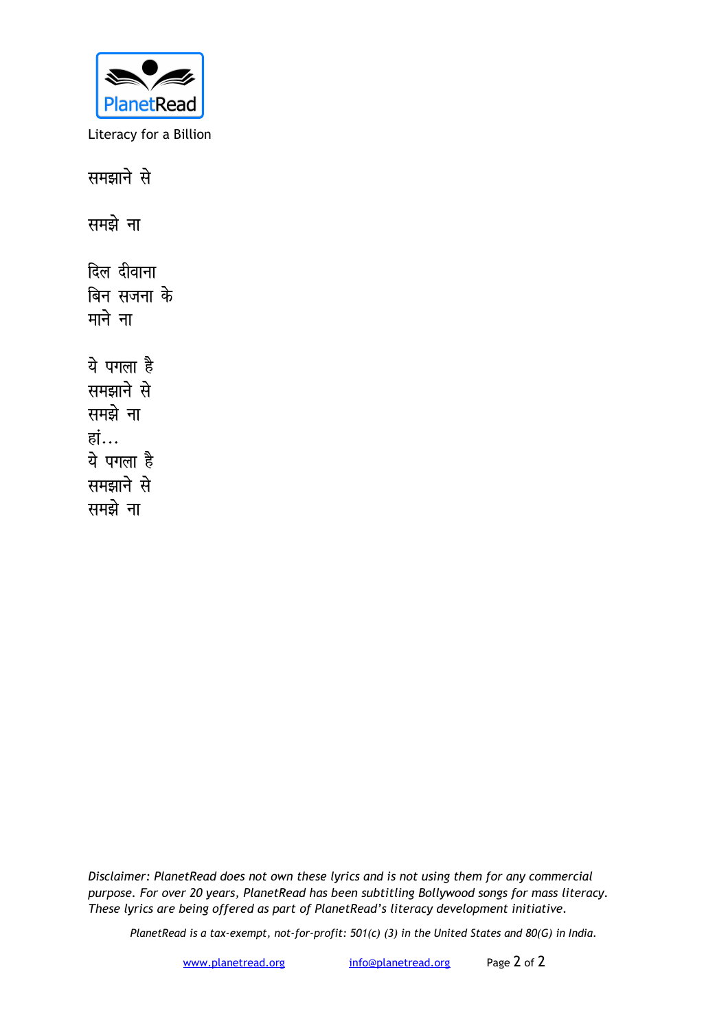समझाने से

समझे ना

दिल दीवाना
बिन सजना के
माने ना

ये पगला है
समझाने से
समझे ना
हां...
ये पगला है
समझाने से
समझे ना

*Disclaimer: PlanetRead does not own these lyrics and is not using them for any commercial purpose. For over 20 years, PlanetRead has been subtitling Bollywood songs for mass literacy. These lyrics are being offered as part of PlanetRead's literacy development initiative.*

*PlanetRead is a tax-exempt, not-for-profit: 501(c) (3) in the United States and 80(G) in India.*

www.planetread.org info@planetread.org